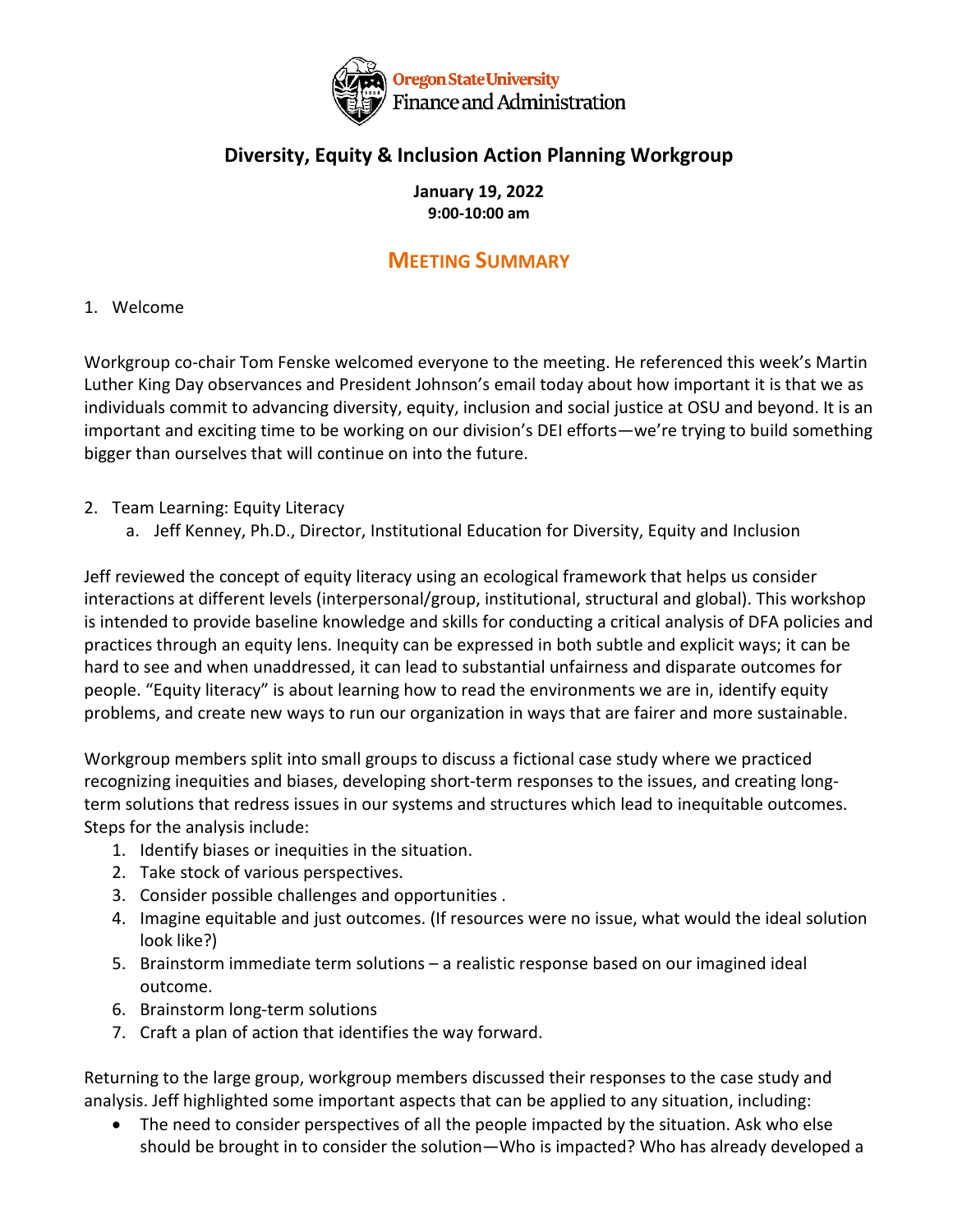Oregon State University
Finance and Administration

## Diversity, Equity & Inclusion Action Planning Workgroup

**January 19, 2022**
**9:00-10:00 am**

## MEETING SUMMARY

1. Welcome

Workgroup co-chair Tom Fenske welcomed everyone to the meeting. He referenced this week's Martin Luther King Day observances and President Johnson's email today about how important it is that we as individuals commit to advancing diversity, equity, inclusion and social justice at OSU and beyond. It is an important and exciting time to be working on our division's DEI efforts—we're trying to build something bigger than ourselves that will continue on into the future.

2. Team Learning: Equity Literacy
   a. Jeff Kenney, Ph.D., Director, Institutional Education for Diversity, Equity and Inclusion

Jeff reviewed the concept of equity literacy using an ecological framework that helps us consider interactions at different levels (interpersonal/group, institutional, structural and global). This workshop is intended to provide baseline knowledge and skills for conducting a critical analysis of DFA policies and practices through an equity lens. Inequity can be expressed in both subtle and explicit ways; it can be hard to see and when unaddressed, it can lead to substantial unfairness and disparate outcomes for people. "Equity literacy" is about learning how to read the environments we are in, identify equity problems, and create new ways to run our organization in ways that are fairer and more sustainable.

Workgroup members split into small groups to discuss a fictional case study where we practiced recognizing inequities and biases, developing short-term responses to the issues, and creating long-term solutions that redress issues in our systems and structures which lead to inequitable outcomes. Steps for the analysis include:

1. Identify biases or inequities in the situation.
2. Take stock of various perspectives.
3. Consider possible challenges and opportunities .
4. Imagine equitable and just outcomes. (If resources were no issue, what would the ideal solution look like?)
5. Brainstorm immediate term solutions – a realistic response based on our imagined ideal outcome.
6. Brainstorm long-term solutions
7. Craft a plan of action that identifies the way forward.

Returning to the large group, workgroup members discussed their responses to the case study and analysis. Jeff highlighted some important aspects that can be applied to any situation, including:

- The need to consider perspectives of all the people impacted by the situation. Ask who else should be brought in to consider the solution—Who is impacted? Who has already developed a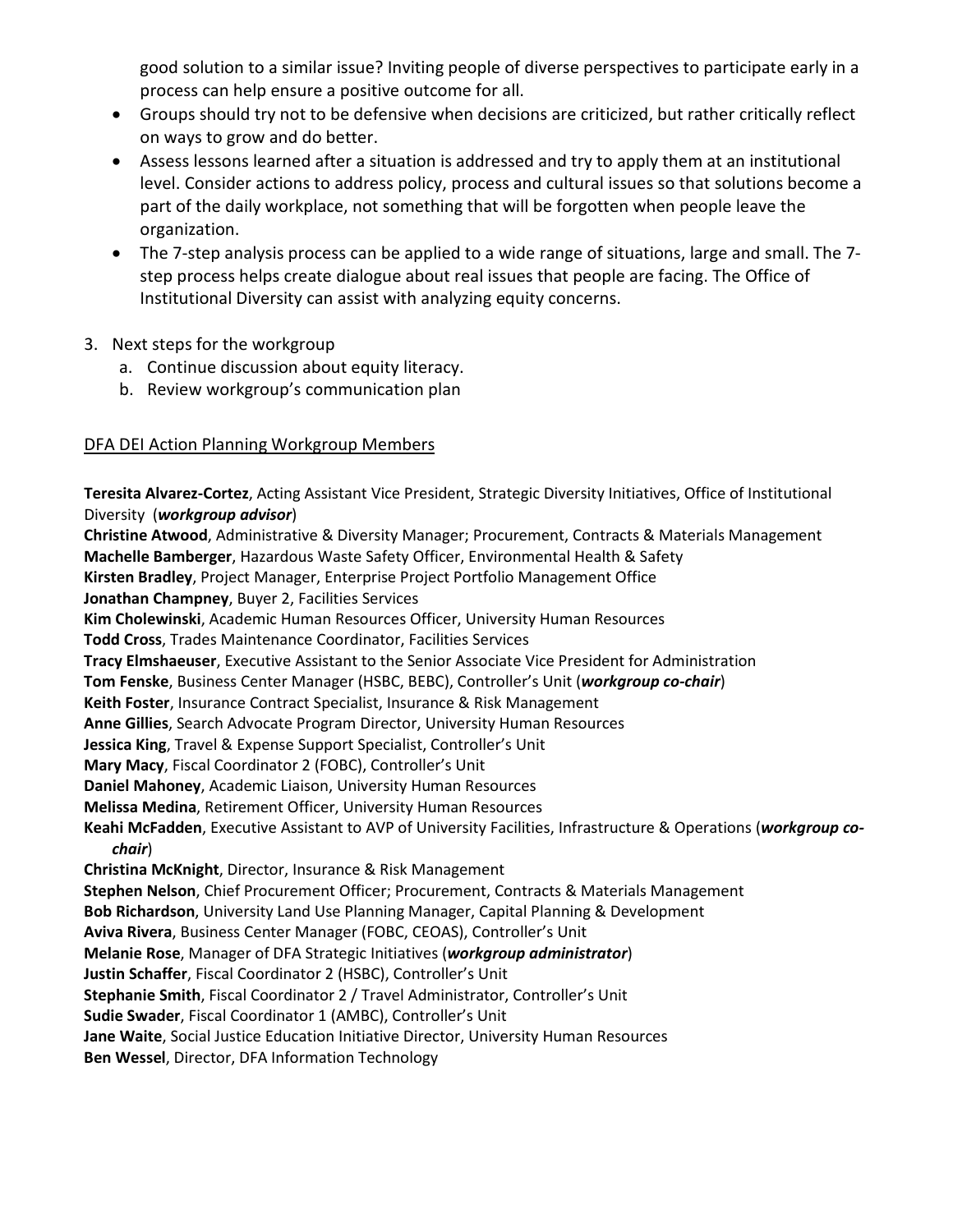good solution to a similar issue? Inviting people of diverse perspectives to participate early in a process can help ensure a positive outcome for all.

- Groups should try not to be defensive when decisions are criticized, but rather critically reflect on ways to grow and do better.
- Assess lessons learned after a situation is addressed and try to apply them at an institutional level. Consider actions to address policy, process and cultural issues so that solutions become a part of the daily workplace, not something that will be forgotten when people leave the organization.
- The 7-step analysis process can be applied to a wide range of situations, large and small. The 7-step process helps create dialogue about real issues that people are facing. The Office of Institutional Diversity can assist with analyzing equity concerns.

3. Next steps for the workgroup
   a. Continue discussion about equity literacy.
   b. Review workgroup's communication plan

<u>DFA DEI Action Planning Workgroup Members</u>

**Teresita Alvarez-Cortez**, Acting Assistant Vice President, Strategic Diversity Initiatives, Office of Institutional Diversity (***workgroup advisor***)
**Christine Atwood**, Administrative & Diversity Manager; Procurement, Contracts & Materials Management
**Machelle Bamberger**, Hazardous Waste Safety Officer, Environmental Health & Safety
**Kirsten Bradley**, Project Manager, Enterprise Project Portfolio Management Office
**Jonathan Champney**, Buyer 2, Facilities Services
**Kim Cholewinski**, Academic Human Resources Officer, University Human Resources
**Todd Cross**, Trades Maintenance Coordinator, Facilities Services
**Tracy Elmshaeuser**, Executive Assistant to the Senior Associate Vice President for Administration
**Tom Fenske**, Business Center Manager (HSBC, BEBC), Controller's Unit (***workgroup co-chair***)
**Keith Foster**, Insurance Contract Specialist, Insurance & Risk Management
**Anne Gillies**, Search Advocate Program Director, University Human Resources
**Jessica King**, Travel & Expense Support Specialist, Controller's Unit
**Mary Macy**, Fiscal Coordinator 2 (FOBC), Controller's Unit
**Daniel Mahoney**, Academic Liaison, University Human Resources
**Melissa Medina**, Retirement Officer, University Human Resources
**Keahi McFadden**, Executive Assistant to AVP of University Facilities, Infrastructure & Operations (***workgroup co-chair***)
**Christina McKnight**, Director, Insurance & Risk Management
**Stephen Nelson**, Chief Procurement Officer; Procurement, Contracts & Materials Management
**Bob Richardson**, University Land Use Planning Manager, Capital Planning & Development
**Aviva Rivera**, Business Center Manager (FOBC, CEOAS), Controller's Unit
**Melanie Rose**, Manager of DFA Strategic Initiatives (***workgroup administrator***)
**Justin Schaffer**, Fiscal Coordinator 2 (HSBC), Controller's Unit
**Stephanie Smith**, Fiscal Coordinator 2 / Travel Administrator, Controller's Unit
**Sudie Swader**, Fiscal Coordinator 1 (AMBC), Controller's Unit
**Jane Waite**, Social Justice Education Initiative Director, University Human Resources
**Ben Wessel**, Director, DFA Information Technology